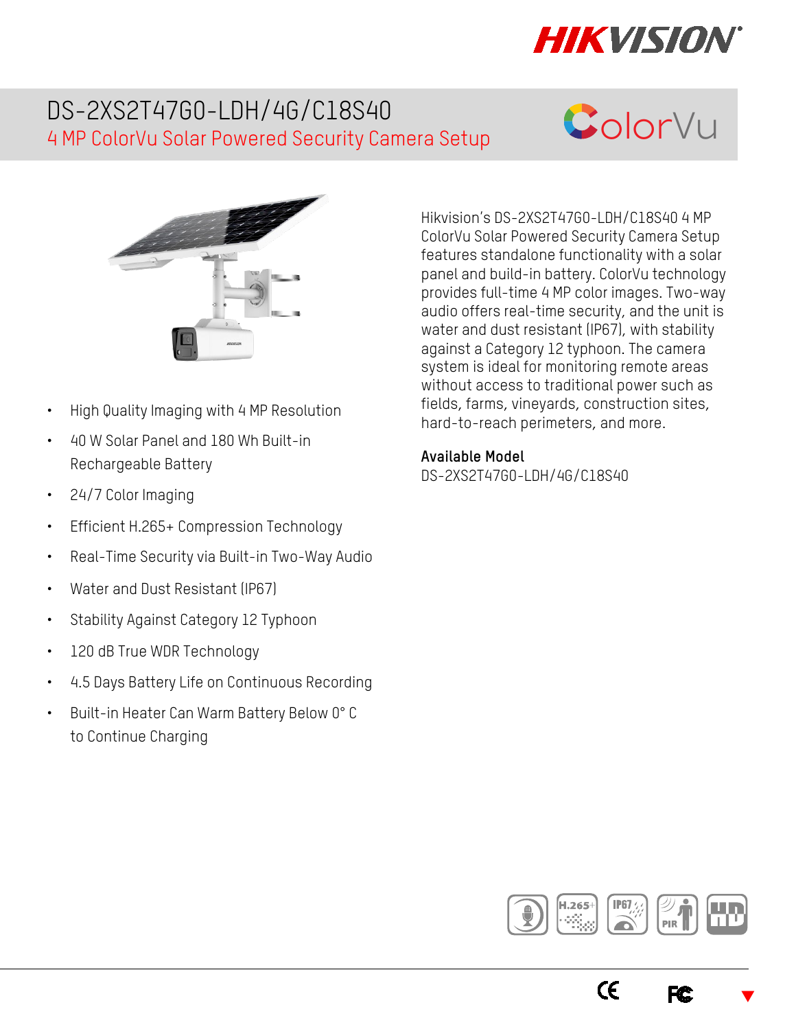# DS-2XS2T47G0-LDH/4G/C18S40

## 4 MP ColorVu Solar Powered Security Camera Setup

- High Quality Imaging with 4 MP Resolution
- 40 W Solar Panel and 180 Wh Built-in Rechargeable Battery
- 24/7 Color Imaging
- Efficient H.265+ Compression Technology
- Real-Time Security via Built-in Two-Way Audio
- Water and Dust Resistant (IP67)
- Stability Against Category 12 Typhoon
- 120 dB True WDR Technology
- 4.5 Days Battery Life on Continuous Recording
- Built-in Heater Can Warm Battery Below 0° C to Continue Charging

Hikvision's DS-2XS2T47G0-LDH/C18S40 4 MP ColorVu Solar Powered Security Camera Setup features standalone functionality with a solar panel and build-in battery. ColorVu technology provides full-time 4 MP color images. Two-way audio offers real-time security, and the unit is water and dust resistant (IP67), with stability against a Category 12 typhoon. The camera system is ideal for monitoring remote areas without access to traditional power such as fields, farms, vineyards, construction sites, hard-to-reach perimeters, and more.

**Available Model**

DS-2XS2T47G0-LDH/4G/C18S40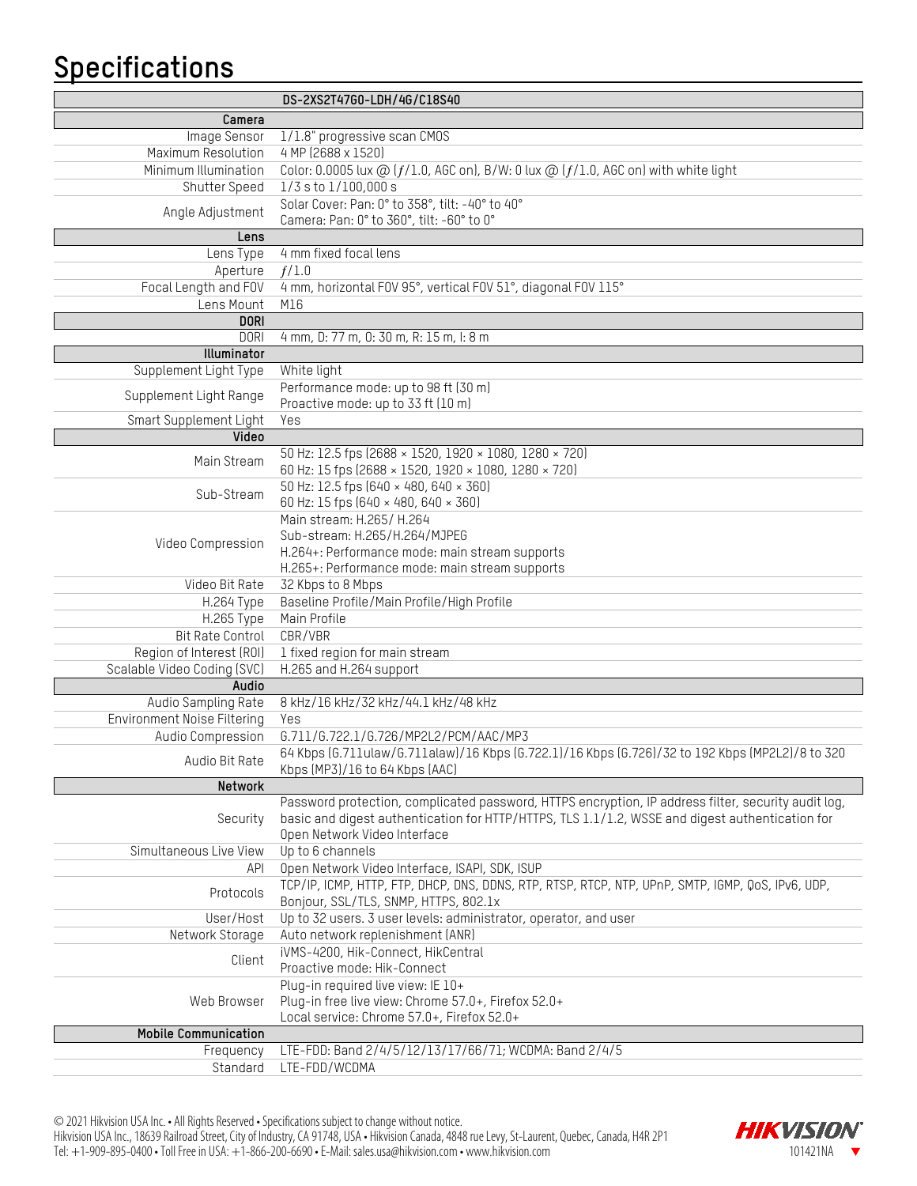## Specifications

| DS-2XS2T47G0-LDH/4G/C18S40 | |
|---|---|
| **Camera** | |
| Image Sensor | 1/1.8" progressive scan CMOS |
| Maximum Resolution | 4 MP (2688 x 1520) |
| Minimum Illumination | Color: 0.0005 lux @ (ƒ/1.0, AGC on), B/W: 0 lux @ (ƒ/1.0, AGC on) with white light |
| Shutter Speed | 1/3 s to 1/100,000 s |
| Angle Adjustment | Solar Cover: Pan: 0° to 358°, tilt: -40° to 40°<br>Camera: Pan: 0° to 360°, tilt: -60° to 0° |
| **Lens** | |
| Lens Type | 4 mm fixed focal lens |
| Aperture | ƒ/1.0 |
| Focal Length and FOV | 4 mm, horizontal FOV 95°, vertical FOV 51°, diagonal FOV 115° |
| Lens Mount | M16 |
| **DORI** | |
| DORI | 4 mm, D: 77 m, O: 30 m, R: 15 m, I: 8 m |
| **Illuminator** | |
| Supplement Light Type | White light |
| Supplement Light Range | Performance mode: up to 98 ft (30 m)<br>Proactive mode: up to 33 ft (10 m) |
| Smart Supplement Light | Yes |
| **Video** | |
| Main Stream | 50 Hz: 12.5 fps (2688 × 1520, 1920 × 1080, 1280 × 720)<br>60 Hz: 15 fps (2688 × 1520, 1920 × 1080, 1280 × 720) |
| Sub-Stream | 50 Hz: 12.5 fps (640 × 480, 640 × 360)<br>60 Hz: 15 fps (640 × 480, 640 × 360) |
| Video Compression | Main stream: H.265/ H.264<br>Sub-stream: H.265/H.264/MJPEG<br>H.264+: Performance mode: main stream supports<br>H.265+: Performance mode: main stream supports |
| Video Bit Rate | 32 Kbps to 8 Mbps |
| H.264 Type | Baseline Profile/Main Profile/High Profile |
| H.265 Type | Main Profile |
| Bit Rate Control | CBR/VBR |
| Region of Interest (ROI) | 1 fixed region for main stream |
| Scalable Video Coding (SVC) | H.265 and H.264 support |
| **Audio** | |
| Audio Sampling Rate | 8 kHz/16 kHz/32 kHz/44.1 kHz/48 kHz |
| Environment Noise Filtering | Yes |
| Audio Compression | G.711/G.722.1/G.726/MP2L2/PCM/AAC/MP3 |
| Audio Bit Rate | 64 Kbps (G.711ulaw/G.711alaw)/16 Kbps (G.722.1)/16 Kbps (G.726)/32 to 192 Kbps (MP2L2)/8 to 320 Kbps (MP3)/16 to 64 Kbps (AAC) |
| **Network** | |
| Security | Password protection, complicated password, HTTPS encryption, IP address filter, security audit log, basic and digest authentication for HTTP/HTTPS, TLS 1.1/1.2, WSSE and digest authentication for Open Network Video Interface |
| Simultaneous Live View | Up to 6 channels |
| API | Open Network Video Interface, ISAPI, SDK, ISUP |
| Protocols | TCP/IP, ICMP, HTTP, FTP, DHCP, DNS, DDNS, RTP, RTSP, RTCP, NTP, UPnP, SMTP, IGMP, QoS, IPv6, UDP, Bonjour, SSL/TLS, SNMP, HTTPS, 802.1x |
| User/Host | Up to 32 users. 3 user levels: administrator, operator, and user |
| Network Storage | Auto network replenishment (ANR) |
| Client | iVMS-4200, Hik-Connect, HikCentral<br>Proactive mode: Hik-Connect |
| Web Browser | Plug-in required live view: IE 10+<br>Plug-in free live view: Chrome 57.0+, Firefox 52.0+<br>Local service: Chrome 57.0+, Firefox 52.0+ |
| **Mobile Communication** | |
| Frequency | LTE-FDD: Band 2/4/5/12/13/17/66/71; WCDMA: Band 2/4/5 |
| Standard | LTE-FDD/WCDMA |

© 2021 Hikvision USA Inc. • All Rights Reserved • Specifications subject to change without notice.
Hikvision USA Inc., 18639 Railroad Street, City of Industry, CA 91748, USA • Hikvision Canada, 4848 rue Levy, St-Laurent, Quebec, Canada, H4R 2P1
Tel: +1-909-895-0400 • Toll Free in USA: +1-866-200-6690 • E-Mail: sales.usa@hikvision.com • www.hikvision.com

HIKVISION 101421NA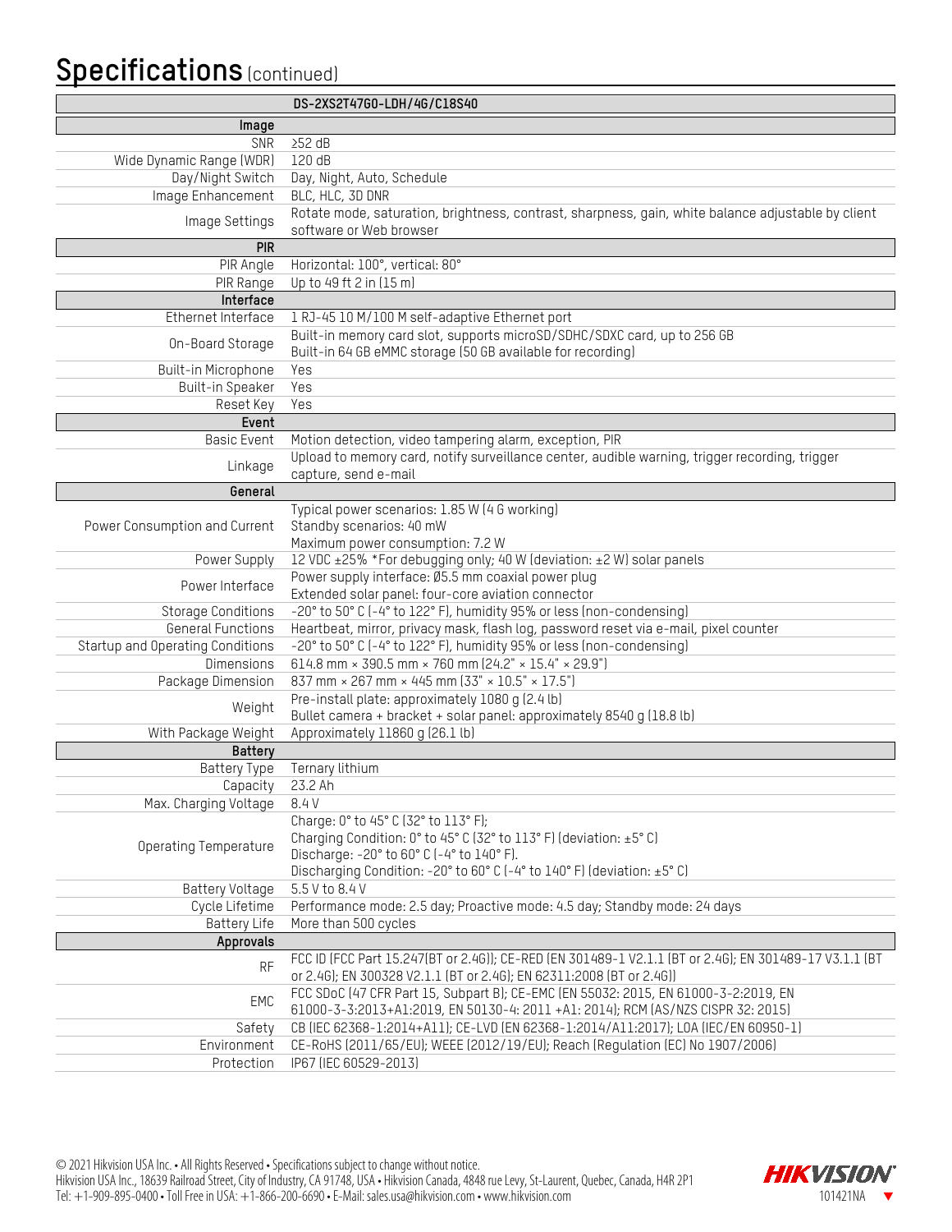# Specifications (continued)

| | DS-2XS2T47G0-LDH/4G/C18S40 |
|---|---|
| **Image** | |
| SNR | ≥52 dB |
| Wide Dynamic Range (WDR) | 120 dB |
| Day/Night Switch | Day, Night, Auto, Schedule |
| Image Enhancement | BLC, HLC, 3D DNR |
| Image Settings | Rotate mode, saturation, brightness, contrast, sharpness, gain, white balance adjustable by client software or Web browser |
| **PIR** | |
| PIR Angle | Horizontal: 100°, vertical: 80° |
| PIR Range | Up to 49 ft 2 in (15 m) |
| **Interface** | |
| Ethernet Interface | 1 RJ-45 10 M/100 M self-adaptive Ethernet port |
| On-Board Storage | Built-in memory card slot, supports microSD/SDHC/SDXC card, up to 256 GB<br>Built-in 64 GB eMMC storage (50 GB available for recording) |
| Built-in Microphone | Yes |
| Built-in Speaker | Yes |
| Reset Key | Yes |
| **Event** | |
| Basic Event | Motion detection, video tampering alarm, exception, PIR |
| Linkage | Upload to memory card, notify surveillance center, audible warning, trigger recording, trigger capture, send e-mail |
| **General** | |
| Power Consumption and Current | Typical power scenarios: 1.85 W (4 G working)<br>Standby scenarios: 40 mW<br>Maximum power consumption: 7.2 W |
| Power Supply | 12 VDC ±25% *For debugging only; 40 W (deviation: ±2 W) solar panels |
| Power Interface | Power supply interface: Ø5.5 mm coaxial power plug<br>Extended solar panel: four-core aviation connector |
| Storage Conditions | -20° to 50° C (-4° to 122° F), humidity 95% or less (non-condensing) |
| General Functions | Heartbeat, mirror, privacy mask, flash log, password reset via e-mail, pixel counter |
| Startup and Operating Conditions | -20° to 50° C (-4° to 122° F), humidity 95% or less (non-condensing) |
| Dimensions | 614.8 mm × 390.5 mm × 760 mm (24.2" × 15.4" × 29.9") |
| Package Dimension | 837 mm × 267 mm × 445 mm (33" × 10.5" × 17.5") |
| Weight | Pre-install plate: approximately 1080 g (2.4 lb)<br>Bullet camera + bracket + solar panel: approximately 8540 g (18.8 lb) |
| With Package Weight | Approximately 11860 g (26.1 lb) |
| **Battery** | |
| Battery Type | Ternary lithium |
| Capacity | 23.2 Ah |
| Max. Charging Voltage | 8.4 V |
| Operating Temperature | Charge: 0° to 45° C (32° to 113° F);<br>Charging Condition: 0° to 45° C (32° to 113° F) (deviation: ±5° C)<br>Discharge: -20° to 60° C (-4° to 140° F).<br>Discharging Condition: -20° to 60° C (-4° to 140° F) (deviation: ±5° C) |
| Battery Voltage | 5.5 V to 8.4 V |
| Cycle Lifetime | Performance mode: 2.5 day; Proactive mode: 4.5 day; Standby mode: 24 days |
| Battery Life | More than 500 cycles |
| **Approvals** | |
| RF | FCC ID (FCC Part 15.247(BT or 2.4G)); CE-RED (EN 301489-1 V2.1.1 (BT or 2.4G); EN 301489-17 V3.1.1 (BT or 2.4G); EN 300328 V2.1.1 (BT or 2.4G); EN 62311:2008 (BT or 2.4G)) |
| EMC | FCC SDoC (47 CFR Part 15, Subpart B); CE-EMC (EN 55032: 2015, EN 61000-3-2:2019, EN 61000-3-3:2013+A1:2019, EN 50130-4: 2011 +A1: 2014); RCM (AS/NZS CISPR 32: 2015) |
| Safety | CB (IEC 62368-1:2014+A11); CE-LVD (EN 62368-1:2014/A11:2017); LOA (IEC/EN 60950-1) |
| Environment | CE-RoHS (2011/65/EU); WEEE (2012/19/EU); Reach (Regulation (EC) No 1907/2006) |
| Protection | IP67 (IEC 60529-2013) |

© 2021 Hikvision USA Inc. • All Rights Reserved • Specifications subject to change without notice.
Hikvision USA Inc., 18639 Railroad Street, City of Industry, CA 91748, USA • Hikvision Canada, 4848 rue Levy, St-Laurent, Quebec, Canada, H4R 2P1
Tel: +1-909-895-0400 • Toll Free in USA: +1-866-200-6690 • E-Mail: sales.usa@hikvision.com • www.hikvision.com

HIKVISION 101421NA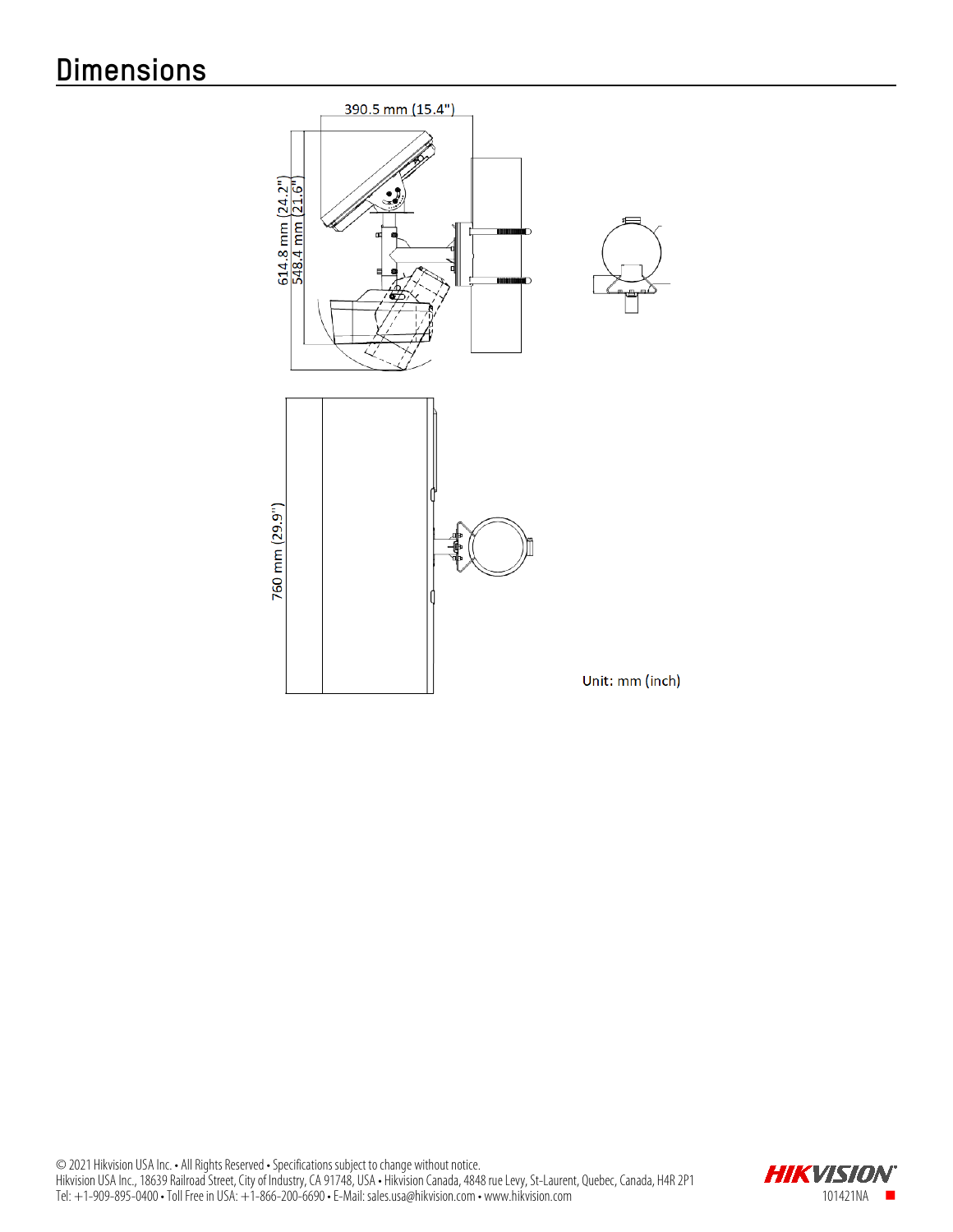## Dimensions

390.5 mm (15.4")

614.8 mm (24.2")

548.4 mm (21.6")

760 mm (29.9")

Unit: mm (inch)